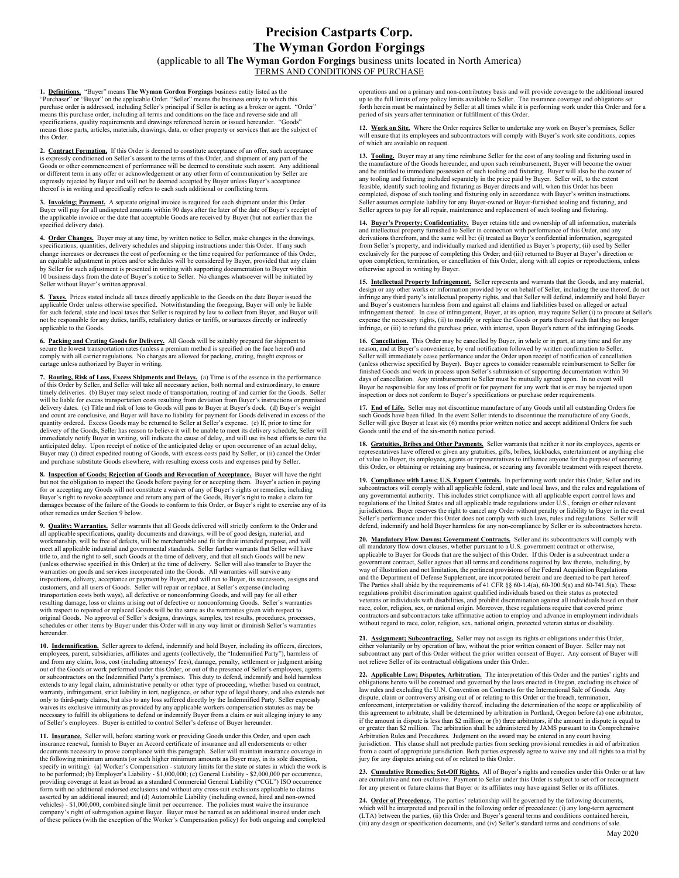# Precision Castparts Corp.
# The Wyman Gordon Forgings

(applicable to all **The Wyman Gordon Forgings** business units located in North America)

TERMS AND CONDITIONS OF PURCHASE

**1. Definitions.** "Buyer" means **The Wyman Gordon Forgings** business entity listed as the "Purchaser" or "Buyer" on the applicable Order. "Seller" means the business entity to which this purchase order is addressed, including Seller's principal if Seller is acting as a broker or agent. "Order" means this purchase order, including all terms and conditions on the face and reverse side and all specifications, quality requirements and drawings referenced herein or issued hereunder. "Goods" means those parts, articles, materials, drawings, data, or other property or services that are the subject of this Order.

**2. Contract Formation.** If this Order is deemed to constitute acceptance of an offer, such acceptance is expressly conditioned on Seller's assent to the terms of this Order, and shipment of any part of the Goods or other commencement of performance will be deemed to constitute such assent. Any additional or different term in any offer or acknowledgement or any other form of communication by Seller are expressly rejected by Buyer and will not be deemed accepted by Buyer unless Buyer's acceptance thereof is in writing and specifically refers to each such additional or conflicting term.

**3. Invoicing; Payment.** A separate original invoice is required for each shipment under this Order. Buyer will pay for all undisputed amounts within 90 days after the later of the date of Buyer's receipt of the applicable invoice or the date that acceptable Goods are received by Buyer (but not earlier than the specified delivery date).

**4. Order Changes.** Buyer may at any time, by written notice to Seller, make changes in the drawings, specifications, quantities, delivery schedules and shipping instructions under this Order. If any such change increases or decreases the cost of performing or the time required for performance of this Order, an equitable adjustment in prices and/or schedules will be considered by Buyer, provided that any claim by Seller for such adjustment is presented in writing with supporting documentation to Buyer within 10 business days from the date of Buyer's notice to Seller. No changes whatsoever will be initiated by Seller without Buyer's written approval.

**5. Taxes.** Prices stated include all taxes directly applicable to the Goods on the date Buyer issued the applicable Order unless otherwise specified. Notwithstanding the foregoing, Buyer will only be liable for such federal, state and local taxes that Seller is required by law to collect from Buyer, and Buyer will not be responsible for any duties, tariffs, retaliatory duties or tariffs, or surtaxes directly or indirectly applicable to the Goods.

**6. Packing and Crating Goods for Delivery.** All Goods will be suitably prepared for shipment to secure the lowest transportation rates (unless a premium method is specified on the face hereof) and comply with all carrier regulations. No charges are allowed for packing, crating, freight express or cartage unless authorized by Buyer in writing.

**7. Routing, Risk of Loss, Excess Shipments and Delays.** (a) Time is of the essence in the performance of this Order by Seller, and Seller will take all necessary action, both normal and extraordinary, to ensure timely deliveries. (b) Buyer may select mode of transportation, routing of and carrier for the Goods. Seller will be liable for excess transportation costs resulting from deviation from Buyer's instructions or promised delivery dates. (c) Title and risk of loss to Goods will pass to Buyer at Buyer's dock. (d) Buyer's weight and count are conclusive, and Buyer will have no liability for payment for Goods delivered in excess of the quantity ordered. Excess Goods may be returned to Seller at Seller's expense. (e) If, prior to time for delivery of the Goods, Seller has reason to believe it will be unable to meet its delivery schedule, Seller will immediately notify Buyer in writing, will indicate the cause of delay, and will use its best efforts to cure the anticipated delay. Upon receipt of notice of the anticipated delay or upon occurrence of an actual delay, Buyer may (i) direct expedited routing of Goods, with excess costs paid by Seller, or (ii) cancel the Order and purchase substitute Goods elsewhere, with resulting excess costs and expenses paid by Seller.

**8. Inspection of Goods; Rejection of Goods and Revocation of Acceptance.** Buyer will have the right but not the obligation to inspect the Goods before paying for or accepting them. Buyer's action in paying for or accepting any Goods will not constitute a waiver of any of Buyer's rights or remedies, including Buyer's right to revoke acceptance and return any part of the Goods, Buyer's right to make a claim for damages because of the failure of the Goods to conform to this Order, or Buyer's right to exercise any of its other remedies under Section 9 below.

**9. Quality; Warranties.** Seller warrants that all Goods delivered will strictly conform to the Order and all applicable specifications, quality documents and drawings, will be of good design, material, and workmanship, will be free of defects, will be merchantable and fit for their intended purpose, and will meet all applicable industrial and governmental standards. Seller further warrants that Seller will have title to, and the right to sell, such Goods at the time of delivery, and that all such Goods will be new (unless otherwise specified in this Order) at the time of delivery. Seller will also transfer to Buyer the warranties on goods and services incorporated into the Goods. All warranties will survive any inspections, delivery, acceptance or payment by Buyer, and will run to Buyer, its successors, assigns and customers, and all users of Goods. Seller will repair or replace, at Seller's expense (including transportation costs both ways), all defective or nonconforming Goods, and will pay for all other resulting damage, loss or claims arising out of defective or nonconforming Goods. Seller's warranties with respect to repaired or replaced Goods will be the same as the warranties given with respect to original Goods. No approval of Seller's designs, drawings, samples, test results, procedures, processes, schedules or other items by Buyer under this Order will in any way limit or diminish Seller's warranties hereunder.

**10. Indemnification.** Seller agrees to defend, indemnify and hold Buyer, including its officers, directors, employees, parent, subsidiaries, affiliates and agents (collectively, the "Indemnified Party"), harmless of and from any claim, loss, cost (including attorneys' fees), damage, penalty, settlement or judgment arising out of the Goods or work performed under this Order, or out of the presence of Seller's employees, agents or subcontractors on the Indemnified Party's premises. This duty to defend, indemnify and hold harmless extends to any legal claim, administrative penalty or other type of proceeding, whether based on contract, warranty, infringement, strict liability in tort, negligence, or other type of legal theory, and also extends not only to third-party claims, but also to any loss suffered directly by the Indemnified Party. Seller expressly waives its exclusive immunity as provided by any applicable workers compensation statutes as may be necessary to fulfill its obligations to defend or indemnify Buyer from a claim or suit alleging injury to any of Seller's employees. Buyer is entitled to control Seller's defense of Buyer hereunder.

**11. Insurance.** Seller will, before starting work or providing Goods under this Order, and upon each insurance renewal, furnish to Buyer an Accord certificate of insurance and all endorsements or other documents necessary to prove compliance with this paragraph. Seller will maintain insurance coverage in the following minimum amounts (or such higher minimum amounts as Buyer may, in its sole discretion, specify in writing): (a) Worker's Compensation - statutory limits for the state or states in which the work is to be performed; (b) Employer's Liability - \$1,000,000; (c) General Liability - \$2,000,000 per occurrence, providing coverage at least as broad as a standard Commercial General Liability ("CGL") ISO occurrence form with no additional endorsed exclusions and without any cross-suit exclusions applicable to claims asserted by an additional insured; and (d) Automobile Liability (including owned, hired and non-owned vehicles) - \$1,000,000, combined single limit per occurrence. The policies must waive the insurance company's right of subrogation against Buyer. Buyer must be named as an additional insured under each of these polices (with the exception of the Worker's Compensation policy) for both ongoing and completed operations and on a primary and non-contributory basis and will provide coverage to the additional insured up to the full limits of any policy limits available to Seller. The insurance coverage and obligations set forth herein must be maintained by Seller at all times while it is performing work under this Order and for a period of six years after termination or fulfillment of this Order.

**12. Work on Site.** Where the Order requires Seller to undertake any work on Buyer's premises, Seller will ensure that its employees and subcontractors will comply with Buyer's work site conditions, copies of which are available on request.

**13. Tooling.** Buyer may at any time reimburse Seller for the cost of any tooling and fixturing used in the manufacture of the Goods hereunder, and upon such reimbursement, Buyer will become the owner and be entitled to immediate possession of such tooling and fixturing. Buyer will also be the owner of any tooling and fixturing included separately in the price paid by Buyer. Seller will, to the extent feasible, identify such tooling and fixturing as Buyer directs and will, when this Order has been completed, dispose of such tooling and fixturing only in accordance with Buyer's written instructions. Seller assumes complete liability for any Buyer-owned or Buyer-furnished tooling and fixturing, and Seller agrees to pay for all repair, maintenance and replacement of such tooling and fixturing.

**14. Buyer's Property; Confidentiality.** Buyer retains title and ownership of all information, materials and intellectual property furnished to Seller in connection with performance of this Order, and any derivations therefrom, and the same will be: (i) treated as Buyer's confidential information, segregated from Seller's property, and individually marked and identified as Buyer's property; (ii) used by Seller exclusively for the purpose of completing this Order; and (iii) returned to Buyer at Buyer's direction or upon completion, termination, or cancellation of this Order, along with all copies or reproductions, unless otherwise agreed in writing by Buyer.

**15. Intellectual Property Infringement.** Seller represents and warrants that the Goods, and any material, design or any other works or information provided by or on behalf of Seller, including the use thereof, do not infringe any third party's intellectual property rights, and that Seller will defend, indemnify and hold Buyer and Buyer's customers harmless from and against all claims and liabilities based on alleged or actual infringement thereof. In case of infringement, Buyer, at its option, may require Seller (i) to procure at Seller's expense the necessary rights, (ii) to modify or replace the Goods or parts thereof such that they no longer infringe, or (iii) to refund the purchase price, with interest, upon Buyer's return of the infringing Goods.

**16. Cancellation.** This Order may be cancelled by Buyer, in whole or in part, at any time and for any reason, and at Buyer's convenience, by oral notification followed by written confirmation to Seller. Seller will immediately cease performance under the Order upon receipt of notification of cancellation (unless otherwise specified by Buyer). Buyer agrees to consider reasonable reimbursement to Seller for finished Goods and work in process upon Seller's submission of supporting documentation within 30 days of cancellation. Any reimbursement to Seller must be mutually agreed upon. In no event will Buyer be responsible for any loss of profit or for payment for any work that is or may be rejected upon inspection or does not conform to Buyer's specifications or purchase order requirements.

**17. End of Life.** Seller may not discontinue manufacture of any Goods until all outstanding Orders for such Goods have been filled. In the event Seller intends to discontinue the manufacture of any Goods, Seller will give Buyer at least six (6) months prior written notice and accept additional Orders for such Goods until the end of the six-month notice period.

**18. Gratuities, Bribes and Other Payments.** Seller warrants that neither it nor its employees, agents or representatives have offered or given any gratuities, gifts, bribes, kickbacks, entertainment or anything else of value to Buyer, its employees, agents or representatives to influence anyone for the purpose of securing this Order, or obtaining or retaining any business, or securing any favorable treatment with respect thereto.

**19. Compliance with Laws; U.S. Export Controls.** In performing work under this Order, Seller and its subcontractors will comply with all applicable federal, state and local laws, and the rules and regulations of any governmental authority. This includes strict compliance with all applicable export control laws and regulations of the United States and all applicable trade regulations under U.S., foreign or other relevant jurisdictions. Buyer reserves the right to cancel any Order without penalty or liability to Buyer in the event Seller's performance under this Order does not comply with such laws, rules and regulations. Seller will defend, indemnify and hold Buyer harmless for any non-compliance by Seller or its subcontractors hereto.

**20. Mandatory Flow Downs; Government Contracts.** Seller and its subcontractors will comply with all mandatory flow-down clauses, whether pursuant to a U.S. government contract or otherwise, applicable to Buyer for Goods that are the subject of this Order. If this Order is a subcontract under a government contract, Seller agrees that all terms and conditions required by law thereto, including, by way of illustration and not limitation, the pertinent provisions of the Federal Acquisition Regulations and the Department of Defense Supplement, are incorporated herein and are deemed to be part hereof. The Parties shall abide by the requirements of 41 CFR §§ 60-1.4(a), 60-300.5(a) and 60-741.5(a). These regulations prohibit discrimination against qualified individuals based on their status as protected veterans or individuals with disabilities, and prohibit discrimination against all individuals based on their race, color, religion, sex, or national origin. Moreover, these regulations require that covered prime contractors and subcontractors take affirmative action to employ and advance in employment individuals without regard to race, color, religion, sex, national origin, protected veteran status or disability.

**21. Assignment; Subcontracting.** Seller may not assign its rights or obligations under this Order, either voluntarily or by operation of law, without the prior written consent of Buyer. Seller may not subcontract any part of this Order without the prior written consent of Buyer. Any consent of Buyer will not relieve Seller of its contractual obligations under this Order.

**22. Applicable Law; Disputes, Arbitration.** The interpretation of this Order and the parties' rights and obligations hereto will be construed and governed by the laws enacted in Oregon, excluding its choice of law rules and excluding the U.N. Convention on Contracts for the International Sale of Goods. Any dispute, claim or controversy arising out of or relating to this Order or the breach, termination, enforcement, interpretation or validity thereof, including the determination of the scope or applicability of this agreement to arbitrate, shall be determined by arbitration in Portland, Oregon before (a) one arbitrator, if the amount in dispute is less than \$2 million; or (b) three arbitrators, if the amount in dispute is equal to or greater than \$2 million. The arbitration shall be administered by JAMS pursuant to its Comprehensive Arbitration Rules and Procedures. Judgment on the award may be entered in any court having jurisdiction. This clause shall not preclude parties from seeking provisional remedies in aid of arbitration from a court of appropriate jurisdiction. Both parties expressly agree to waive any and all rights to a trial by jury for any disputes arising out of or related to this Order.

**23. Cumulative Remedies; Set-Off Rights.** All of Buyer's rights and remedies under this Order or at law are cumulative and non-exclusive. Payment to Seller under this Order is subject to set-off or recoupment for any present or future claims that Buyer or its affiliates may have against Seller or its affiliates.

**24. Order of Precedence.** The parties' relationship will be governed by the following documents, which will be interpreted and prevail in the following order of precedence: (i) any long-term agreement (LTA) between the parties, (ii) this Order and Buyer's general terms and conditions contained herein, (iii) any design or specification documents, and (iv) Seller's standard terms and conditions of sale.

May 2020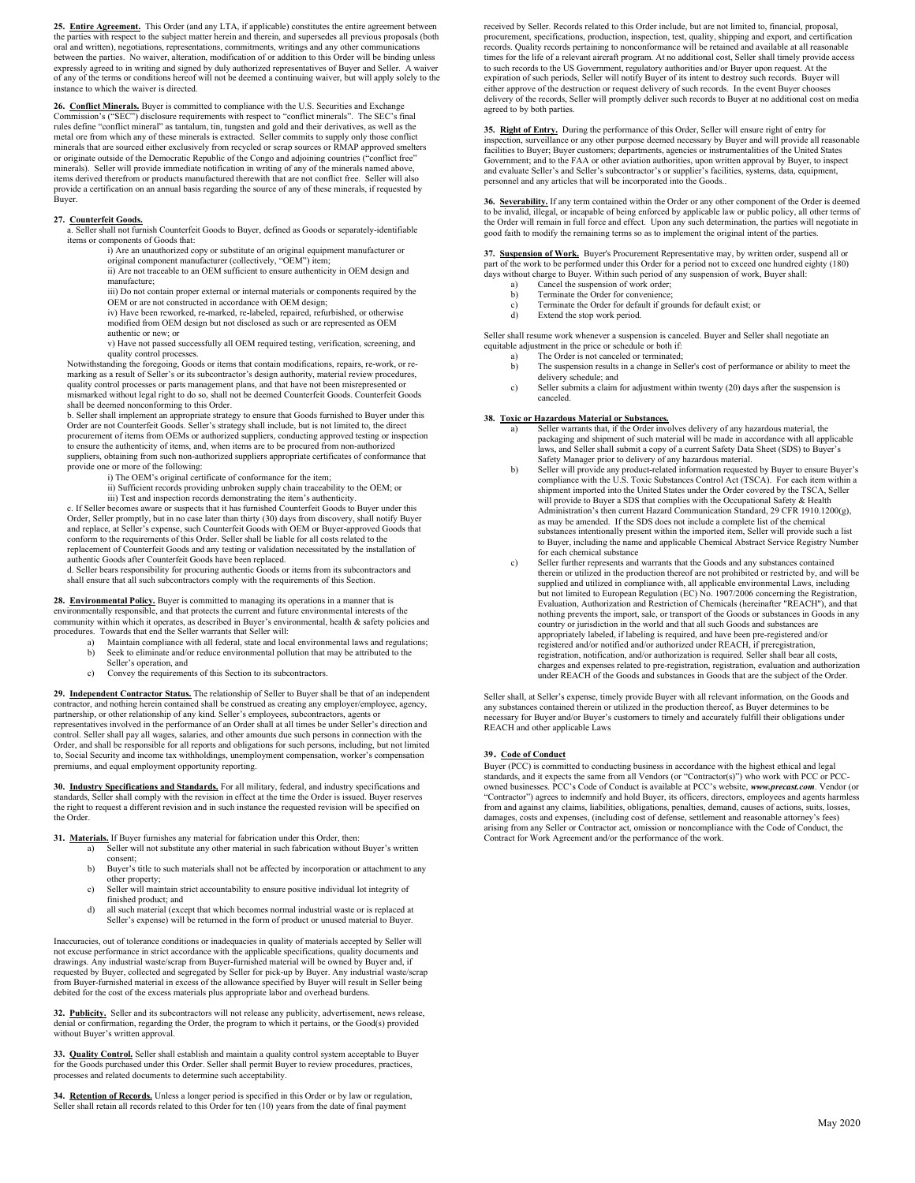**25. Entire Agreement.** This Order (and any LTA, if applicable) constitutes the entire agreement between the parties with respect to the subject matter herein and therein, and supersedes all previous proposals (both oral and written), negotiations, representations, commitments, writings and any other communications between the parties. No waiver, alteration, modification of or addition to this Order will be binding unless expressly agreed to in writing and signed by duly authorized representatives of Buyer and Seller. A waiver of any of the terms or conditions hereof will not be deemed a continuing waiver, but will apply solely to the instance to which the waiver is directed.

**26. Conflict Minerals.** Buyer is committed to compliance with the U.S. Securities and Exchange Commission's ("SEC") disclosure requirements with respect to "conflict minerals". The SEC's final rules define "conflict mineral" as tantalum, tin, tungsten and gold and their derivatives, as well as the metal ore from which any of these minerals is extracted. Seller commits to supply only those conflict minerals that are sourced either exclusively from recycled or scrap sources or RMAP approved smelters or originate outside of the Democratic Republic of the Congo and adjoining countries ("conflict free" minerals). Seller will provide immediate notification in writing of any of the minerals named above, items derived therefrom or products manufactured therewith that are not conflict free. Seller will also provide a certification on an annual basis regarding the source of any of these minerals, if requested by Buyer.

**27. Counterfeit Goods.**

a. Seller shall not furnish Counterfeit Goods to Buyer, defined as Goods or separately-identifiable items or components of Goods that:

i) Are an unauthorized copy or substitute of an original equipment manufacturer or original component manufacturer (collectively, "OEM") item;

ii) Are not traceable to an OEM sufficient to ensure authenticity in OEM design and manufacture;

iii) Do not contain proper external or internal materials or components required by the OEM or are not constructed in accordance with OEM design;

iv) Have been reworked, re-marked, re-labeled, repaired, refurbished, or otherwise modified from OEM design but not disclosed as such or are represented as OEM authentic or new; or

v) Have not passed successfully all OEM required testing, verification, screening, and quality control processes.

Notwithstanding the foregoing, Goods or items that contain modifications, repairs, re-work, or re-marking as a result of Seller's or its subcontractor's design authority, material review procedures, quality control processes or parts management plans, and that have not been misrepresented or mismarked without legal right to do so, shall not be deemed Counterfeit Goods. Counterfeit Goods shall be deemed nonconforming to this Order.

b. Seller shall implement an appropriate strategy to ensure that Goods furnished to Buyer under this Order are not Counterfeit Goods. Seller's strategy shall include, but is not limited to, the direct procurement of items from OEMs or authorized suppliers, conducting approved testing or inspection to ensure the authenticity of items, and, when items are to be procured from non-authorized suppliers, obtaining from such non-authorized suppliers appropriate certificates of conformance that provide one or more of the following:

i) The OEM's original certificate of conformance for the item;

ii) Sufficient records providing unbroken supply chain traceability to the OEM; or

iii) Test and inspection records demonstrating the item's authenticity.

c. If Seller becomes aware or suspects that it has furnished Counterfeit Goods to Buyer under this Order, Seller promptly, but in no case later than thirty (30) days from discovery, shall notify Buyer and replace, at Seller's expense, such Counterfeit Goods with OEM or Buyer-approved Goods that conform to the requirements of this Order. Seller shall be liable for all costs related to the replacement of Counterfeit Goods and any testing or validation necessitated by the installation of authentic Goods after Counterfeit Goods have been replaced.

d. Seller bears responsibility for procuring authentic Goods or items from its subcontractors and shall ensure that all such subcontractors comply with the requirements of this Section.

**28. Environmental Policy.** Buyer is committed to managing its operations in a manner that is environmentally responsible, and that protects the current and future environmental interests of the community within which it operates, as described in Buyer's environmental, health & safety policies and procedures. Towards that end the Seller warrants that Seller will:

a) Maintain compliance with all federal, state and local environmental laws and regulations;
b) Seek to eliminate and/or reduce environmental pollution that may be attributed to the Seller's operation, and
c) Convey the requirements of this Section to its subcontractors.

**29. Independent Contractor Status.** The relationship of Seller to Buyer shall be that of an independent contractor, and nothing herein contained shall be construed as creating any employer/employee, agency, partnership, or other relationship of any kind. Seller's employees, subcontractors, agents or representatives involved in the performance of an Order shall at all times be under Seller's direction and control. Seller shall pay all wages, salaries, and other amounts due such persons in connection with the Order, and shall be responsible for all reports and obligations for such persons, including, but not limited to, Social Security and income tax withholdings, unemployment compensation, worker's compensation premiums, and equal employment opportunity reporting.

**30. Industry Specifications and Standards.** For all military, federal, and industry specifications and standards, Seller shall comply with the revision in effect at the time the Order is issued. Buyer reserves the right to request a different revision and in such instance the requested revision will be specified on the Order.

**31. Materials.** If Buyer furnishes any material for fabrication under this Order, then:

a) Seller will not substitute any other material in such fabrication without Buyer's written consent;
b) Buyer's title to such materials shall not be affected by incorporation or attachment to any other property;
c) Seller will maintain strict accountability to ensure positive individual lot integrity of finished product; and
d) all such material (except that which becomes normal industrial waste or is replaced at Seller's expense) will be returned in the form of product or unused material to Buyer.

Inaccuracies, out of tolerance conditions or inadequacies in quality of materials accepted by Seller will not excuse performance in strict accordance with the applicable specifications, quality documents and drawings. Any industrial waste/scrap from Buyer-furnished material will be owned by Buyer and, if requested by Buyer, collected and segregated by Seller for pick-up by Buyer. Any industrial waste/scrap from Buyer-furnished material in excess of the allowance specified by Buyer will result in Seller being debited for the cost of the excess materials plus appropriate labor and overhead burdens.

**32. Publicity.** Seller and its subcontractors will not release any publicity, advertisement, news release, denial or confirmation, regarding the Order, the program to which it pertains, or the Good(s) provided without Buyer's written approval.

**33. Quality Control.** Seller shall establish and maintain a quality control system acceptable to Buyer for the Goods purchased under this Order. Seller shall permit Buyer to review procedures, practices, processes and related documents to determine such acceptability.

**34. Retention of Records.** Unless a longer period is specified in this Order or by law or regulation, Seller shall retain all records related to this Order for ten (10) years from the date of final payment received by Seller. Records related to this Order include, but are not limited to, financial, proposal, procurement, specifications, production, inspection, test, quality, shipping and export, and certification records. Quality records pertaining to nonconformance will be retained and available at all reasonable times for the life of a relevant aircraft program. At no additional cost, Seller shall timely provide access to such records to the US Government, regulatory authorities and/or Buyer upon request. At the expiration of such periods, Seller will notify Buyer of its intent to destroy such records. Buyer will either approve of the destruction or request delivery of such records. In the event Buyer chooses delivery of the records, Seller will promptly deliver such records to Buyer at no additional cost on media agreed to by both parties.

**35. Right of Entry.** During the performance of this Order, Seller will ensure right of entry for inspection, surveillance or any other purpose deemed necessary by Buyer and will provide all reasonable facilities to Buyer; Buyer customers; departments, agencies or instrumentalities of the United States Government; and to the FAA or other aviation authorities, upon written approval by Buyer, to inspect and evaluate Seller's and Seller's subcontractor's or supplier's facilities, systems, data, equipment, personnel and any articles that will be incorporated into the Goods..

**36. Severability.** If any term contained within the Order or any other component of the Order is deemed to be invalid, illegal, or incapable of being enforced by applicable law or public policy, all other terms of the Order will remain in full force and effect. Upon any such determination, the parties will negotiate in good faith to modify the remaining terms so as to implement the original intent of the parties.

**37. Suspension of Work.** Buyer's Procurement Representative may, by written order, suspend all or part of the work to be performed under this Order for a period not to exceed one hundred eighty (180) days without charge to Buyer. Within such period of any suspension of work, Buyer shall:

a) Cancel the suspension of work order;
b) Terminate the Order for convenience;
c) Terminate the Order for default if grounds for default exist; or
d) Extend the stop work period.

Seller shall resume work whenever a suspension is canceled. Buyer and Seller shall negotiate an equitable adjustment in the price or schedule or both if:

a) The Order is not canceled or terminated;
b) The suspension results in a change in Seller's cost of performance or ability to meet the delivery schedule; and
c) Seller submits a claim for adjustment within twenty (20) days after the suspension is canceled.

**38. Toxic or Hazardous Material or Substances.**

a) Seller warrants that, if the Order involves delivery of any hazardous material, the packaging and shipment of such material will be made in accordance with all applicable laws, and Seller shall submit a copy of a current Safety Data Sheet (SDS) to Buyer's Safety Manager prior to delivery of any hazardous material.

b) Seller will provide any product-related information requested by Buyer to ensure Buyer's compliance with the U.S. Toxic Substances Control Act (TSCA). For each item within a shipment imported into the United States under the Order covered by the TSCA, Seller will provide to Buyer a SDS that complies with the Occupational Safety & Health Administration's then current Hazard Communication Standard, 29 CFR 1910.1200(g), as may be amended. If the SDS does not include a complete list of the chemical substances intentionally present within the imported item, Seller will provide such a list to Buyer, including the name and applicable Chemical Abstract Service Registry Number for each chemical substance

c) Seller further represents and warrants that the Goods and any substances contained therein or utilized in the production thereof are not prohibited or restricted by, and will be supplied and utilized in compliance with, all applicable environmental Laws, including but not limited to European Regulation (EC) No. 1907/2006 concerning the Registration, Evaluation, Authorization and Restriction of Chemicals (hereinafter "REACH"), and that nothing prevents the import, sale, or transport of the Goods or substances in Goods in any country or jurisdiction in the world and that all such Goods and substances are appropriately labeled, if labeling is required, and have been pre-registered and/or registered and/or notified and/or authorized under REACH, if preregistration, registration, notification, and/or authorization is required. Seller shall bear all costs, charges and expenses related to pre-registration, registration, evaluation and authorization under REACH of the Goods and substances in Goods that are the subject of the Order.

Seller shall, at Seller's expense, timely provide Buyer with all relevant information, on the Goods and any substances contained therein or utilized in the production thereof, as Buyer determines to be necessary for Buyer and/or Buyer's customers to timely and accurately fulfill their obligations under REACH and other applicable Laws

**39. Code of Conduct**

Buyer (PCC) is committed to conducting business in accordance with the highest ethical and legal standards, and it expects the same from all Vendors (or "Contractor(s)") who work with PCC or PCC-owned businesses. PCC's Code of Conduct is available at PCC's website, ***www.precast.com***. Vendor (or "Contractor") agrees to indemnify and hold Buyer, its officers, directors, employees and agents harmless from and against any claims, liabilities, obligations, penalties, demand, causes of actions, suits, losses, damages, costs and expenses, (including cost of defense, settlement and reasonable attorney's fees) arising from any Seller or Contractor act, omission or noncompliance with the Code of Conduct, the Contract for Work Agreement and/or the performance of the work.

May 2020